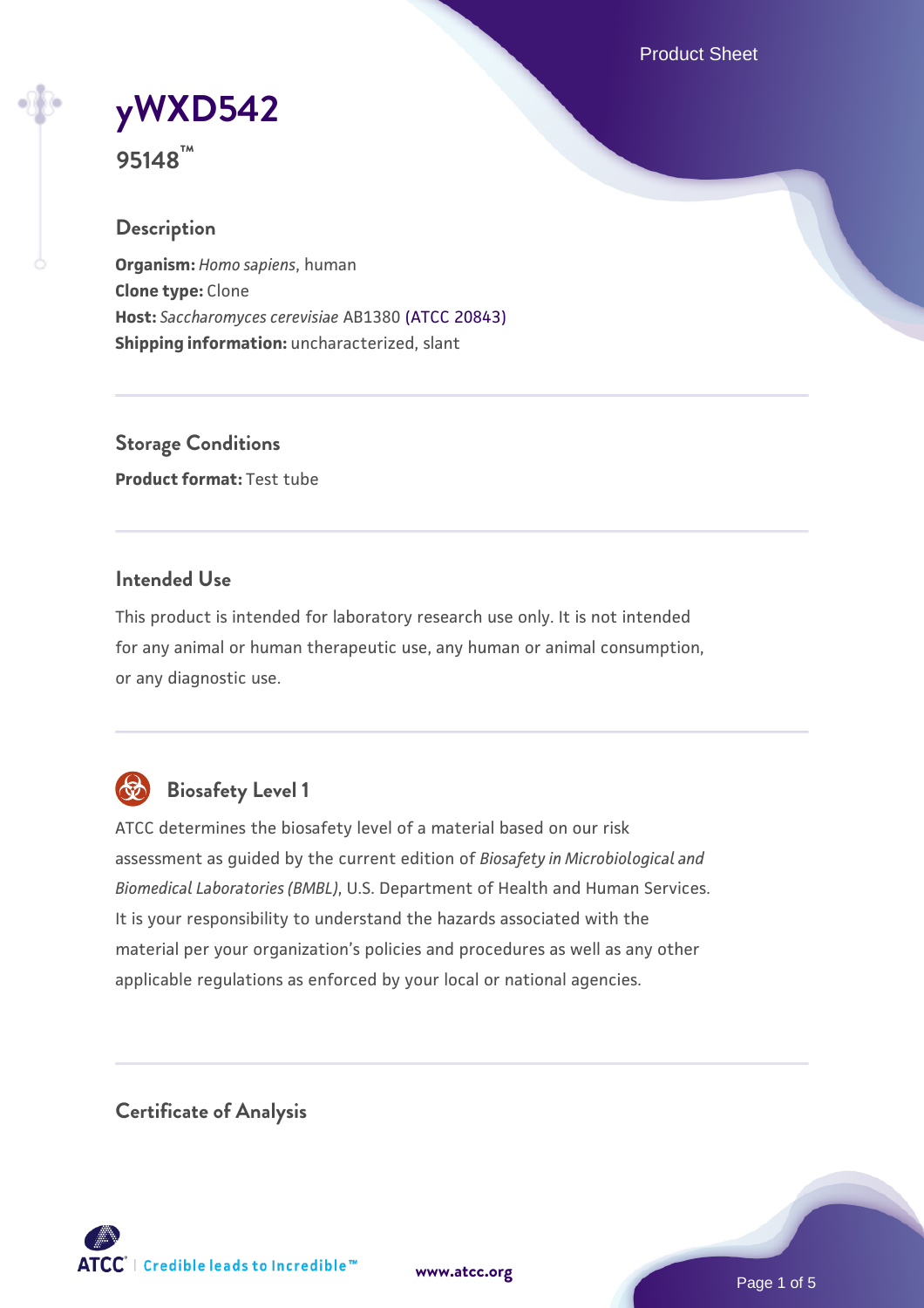# yWXD542

**95148™**

## Description

**Organism:** *Homo sapiens*, human
**Clone type:** Clone
**Host:** *Saccharomyces cerevisiae* AB1380 (ATCC 20843)
**Shipping information:** uncharacterized, slant

## Storage Conditions

**Product format:** Test tube

## Intended Use

This product is intended for laboratory research use only. It is not intended for any animal or human therapeutic use, any human or animal consumption, or any diagnostic use.

## Biosafety Level 1

ATCC determines the biosafety level of a material based on our risk assessment as guided by the current edition of *Biosafety in Microbiological and Biomedical Laboratories (BMBL)*, U.S. Department of Health and Human Services. It is your responsibility to understand the hazards associated with the material per your organization's policies and procedures as well as any other applicable regulations as enforced by your local or national agencies.

## Certificate of Analysis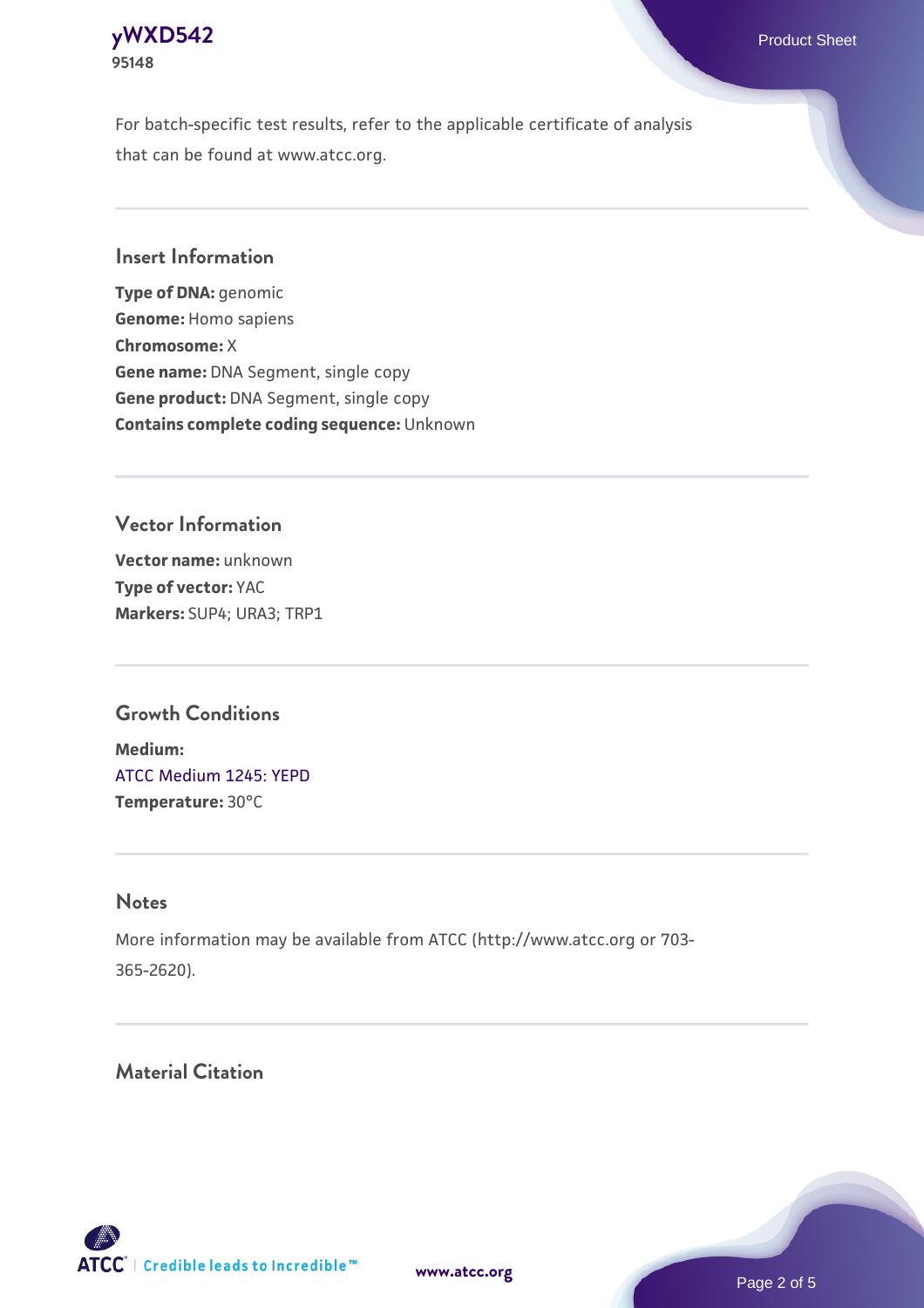For batch-specific test results, refer to the applicable certificate of analysis that can be found at www.atcc.org.

## Insert Information

**Type of DNA:** genomic
**Genome:** Homo sapiens
**Chromosome:** X
**Gene name:** DNA Segment, single copy
**Gene product:** DNA Segment, single copy
**Contains complete coding sequence:** Unknown

## Vector Information

**Vector name:** unknown
**Type of vector:** YAC
**Markers:** SUP4; URA3; TRP1

## Growth Conditions

**Medium:**
ATCC Medium 1245: YEPD
**Temperature:** 30°C

## Notes

More information may be available from ATCC (http://www.atcc.org or 703-365-2620).

## Material Citation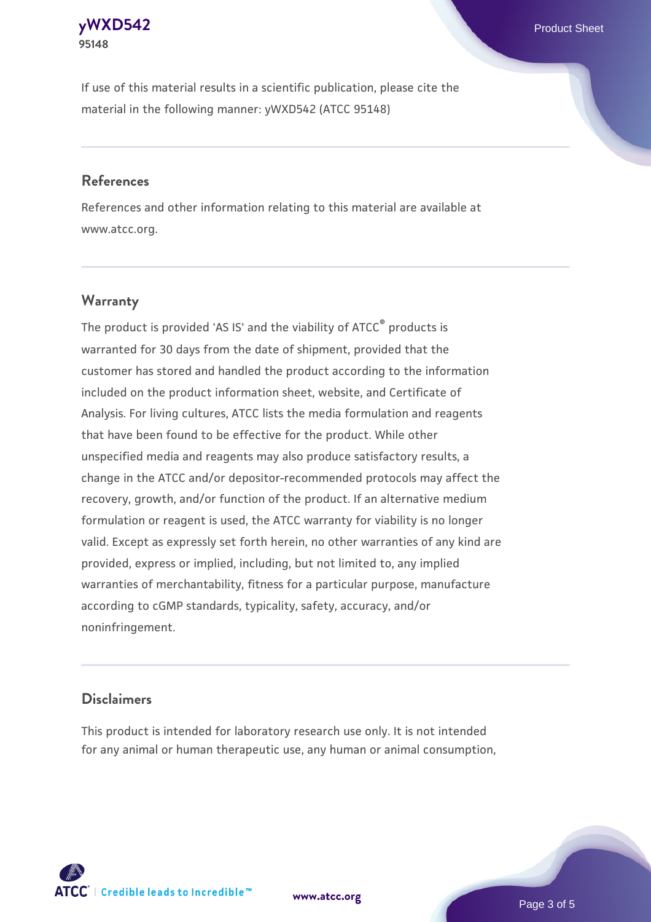If use of this material results in a scientific publication, please cite the material in the following manner: yWXD542 (ATCC 95148)

## References

References and other information relating to this material are available at www.atcc.org.

## Warranty

The product is provided 'AS IS' and the viability of ATCC® products is warranted for 30 days from the date of shipment, provided that the customer has stored and handled the product according to the information included on the product information sheet, website, and Certificate of Analysis. For living cultures, ATCC lists the media formulation and reagents that have been found to be effective for the product. While other unspecified media and reagents may also produce satisfactory results, a change in the ATCC and/or depositor-recommended protocols may affect the recovery, growth, and/or function of the product. If an alternative medium formulation or reagent is used, the ATCC warranty for viability is no longer valid. Except as expressly set forth herein, no other warranties of any kind are provided, express or implied, including, but not limited to, any implied warranties of merchantability, fitness for a particular purpose, manufacture according to cGMP standards, typicality, safety, accuracy, and/or noninfringement.

## Disclaimers

This product is intended for laboratory research use only. It is not intended for any animal or human therapeutic use, any human or animal consumption,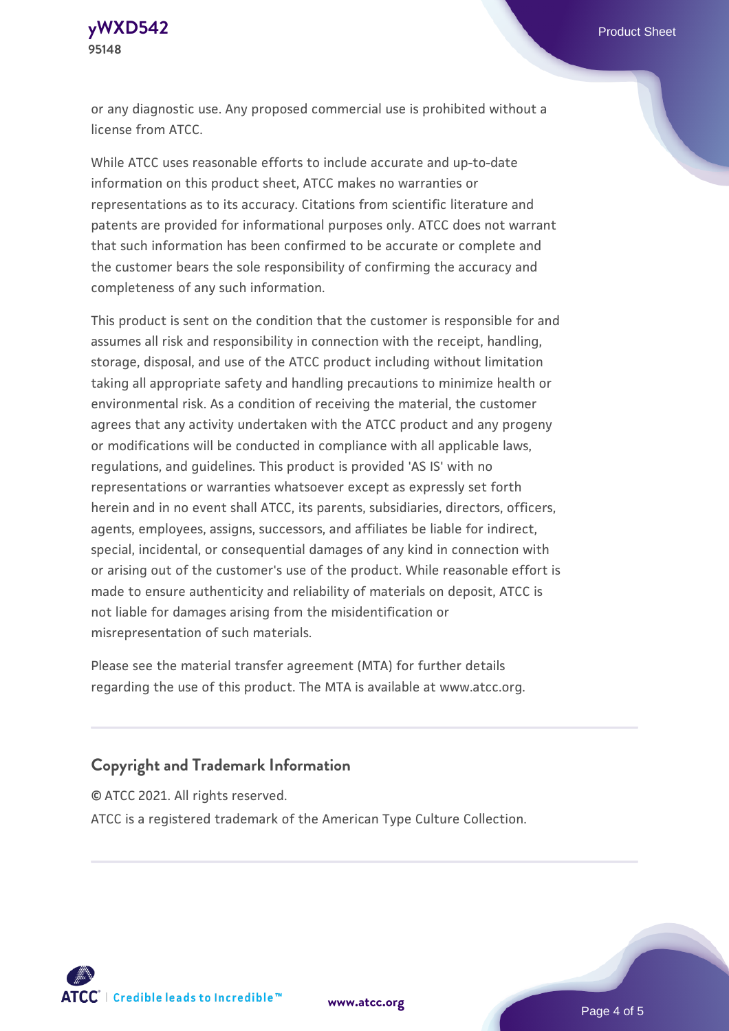or any diagnostic use. Any proposed commercial use is prohibited without a license from ATCC.

While ATCC uses reasonable efforts to include accurate and up-to-date information on this product sheet, ATCC makes no warranties or representations as to its accuracy. Citations from scientific literature and patents are provided for informational purposes only. ATCC does not warrant that such information has been confirmed to be accurate or complete and the customer bears the sole responsibility of confirming the accuracy and completeness of any such information.

This product is sent on the condition that the customer is responsible for and assumes all risk and responsibility in connection with the receipt, handling, storage, disposal, and use of the ATCC product including without limitation taking all appropriate safety and handling precautions to minimize health or environmental risk. As a condition of receiving the material, the customer agrees that any activity undertaken with the ATCC product and any progeny or modifications will be conducted in compliance with all applicable laws, regulations, and guidelines. This product is provided 'AS IS' with no representations or warranties whatsoever except as expressly set forth herein and in no event shall ATCC, its parents, subsidiaries, directors, officers, agents, employees, assigns, successors, and affiliates be liable for indirect, special, incidental, or consequential damages of any kind in connection with or arising out of the customer's use of the product. While reasonable effort is made to ensure authenticity and reliability of materials on deposit, ATCC is not liable for damages arising from the misidentification or misrepresentation of such materials.

Please see the material transfer agreement (MTA) for further details regarding the use of this product. The MTA is available at www.atcc.org.

## Copyright and Trademark Information

© ATCC 2021. All rights reserved.

ATCC is a registered trademark of the American Type Culture Collection.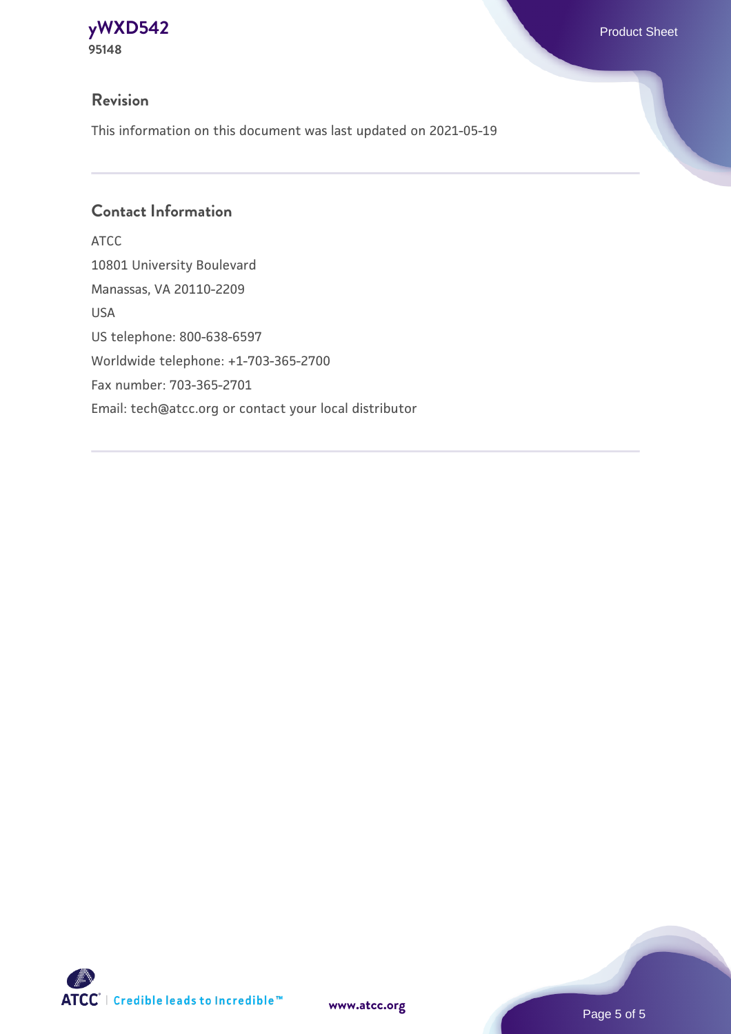## Revision

This information on this document was last updated on 2021-05-19

## Contact Information

ATCC
10801 University Boulevard
Manassas, VA 20110-2209
USA
US telephone: 800-638-6597
Worldwide telephone: +1-703-365-2700
Fax number: 703-365-2701
Email: tech@atcc.org or contact your local distributor